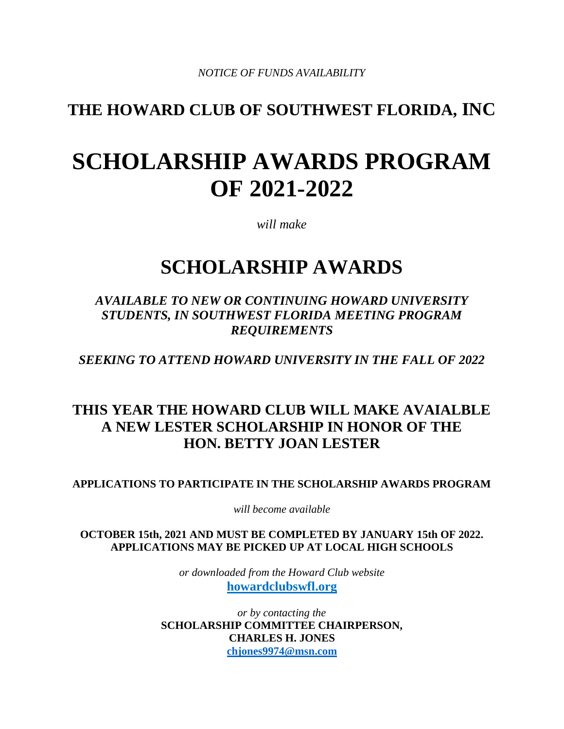*NOTICE OF FUNDS AVAILABILITY*

## THE HOWARD CLUB OF SOUTHWEST FLORIDA, INC

# SCHOLARSHIP AWARDS PROGRAM OF 2021-2022

*will make*

# SCHOLARSHIP AWARDS

***AVAILABLE TO NEW OR CONTINUING HOWARD UNIVERSITY STUDENTS, IN SOUTHWEST FLORIDA MEETING PROGRAM REQUIREMENTS***

***SEEKING TO ATTEND HOWARD UNIVERSITY IN THE FALL OF 2022***

## THIS YEAR THE HOWARD CLUB WILL MAKE AVAIALBLE A NEW LESTER SCHOLARSHIP IN HONOR OF THE HON. BETTY JOAN LESTER

**APPLICATIONS TO PARTICIPATE IN THE SCHOLARSHIP AWARDS PROGRAM**

*will become available*

**OCTOBER 15th, 2021 AND MUST BE COMPLETED BY JANUARY 15th OF 2022. APPLICATIONS MAY BE PICKED UP AT LOCAL HIGH SCHOOLS**

*or downloaded from the Howard Club website*
**howardclubswfl.org**

*or by contacting the*
**SCHOLARSHIP COMMITTEE CHAIRPERSON,**
**CHARLES H. JONES**
**chjones9974@msn.com**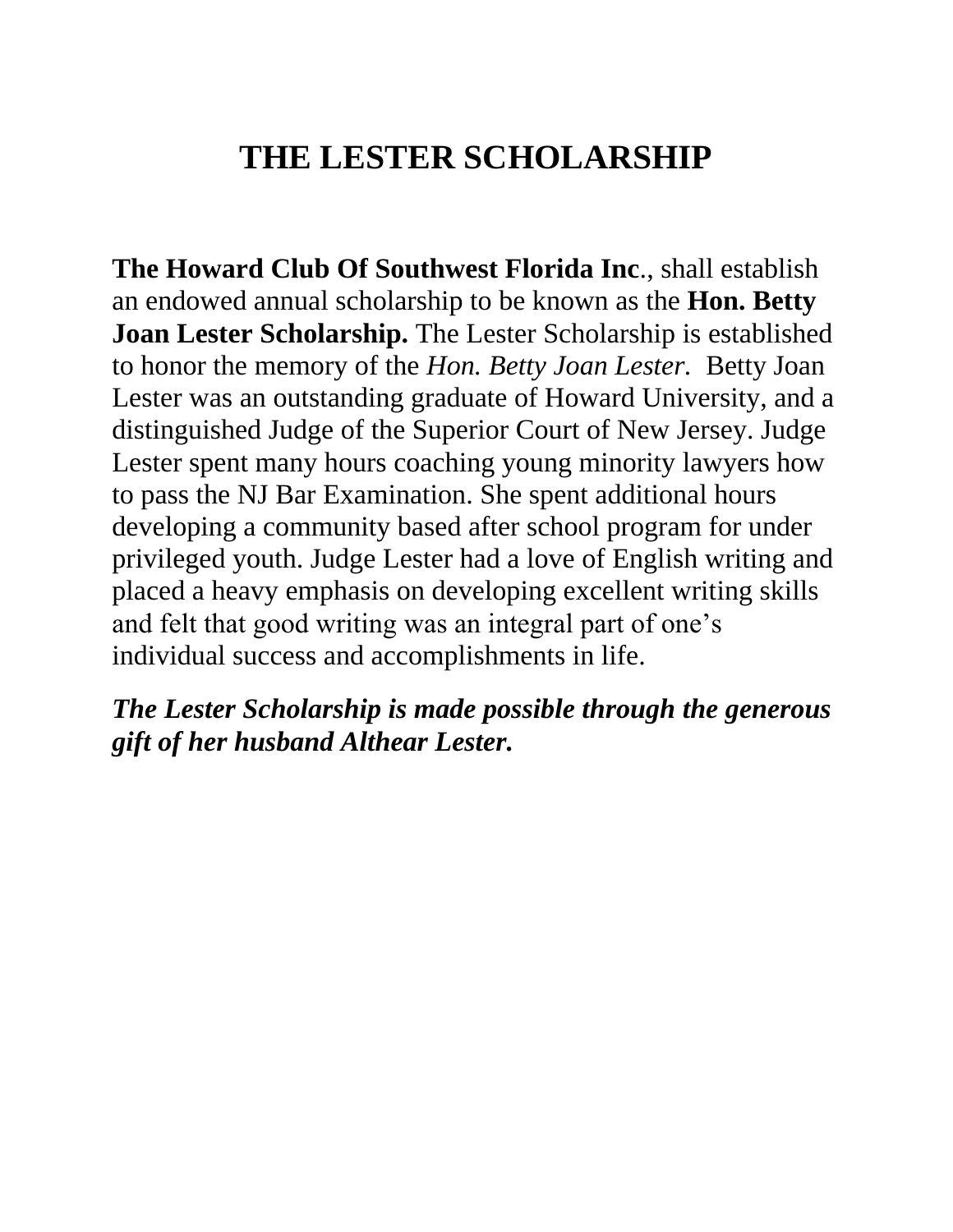# THE LESTER SCHOLARSHIP

**The Howard Club Of Southwest Florida Inc**., shall establish an endowed annual scholarship to be known as the **Hon. Betty Joan Lester Scholarship.** The Lester Scholarship is established to honor the memory of the *Hon. Betty Joan Lester*. Betty Joan Lester was an outstanding graduate of Howard University, and a distinguished Judge of the Superior Court of New Jersey. Judge Lester spent many hours coaching young minority lawyers how to pass the NJ Bar Examination. She spent additional hours developing a community based after school program for under privileged youth. Judge Lester had a love of English writing and placed a heavy emphasis on developing excellent writing skills and felt that good writing was an integral part of one's individual success and accomplishments in life.

***The Lester Scholarship is made possible through the generous gift of her husband Althear Lester.***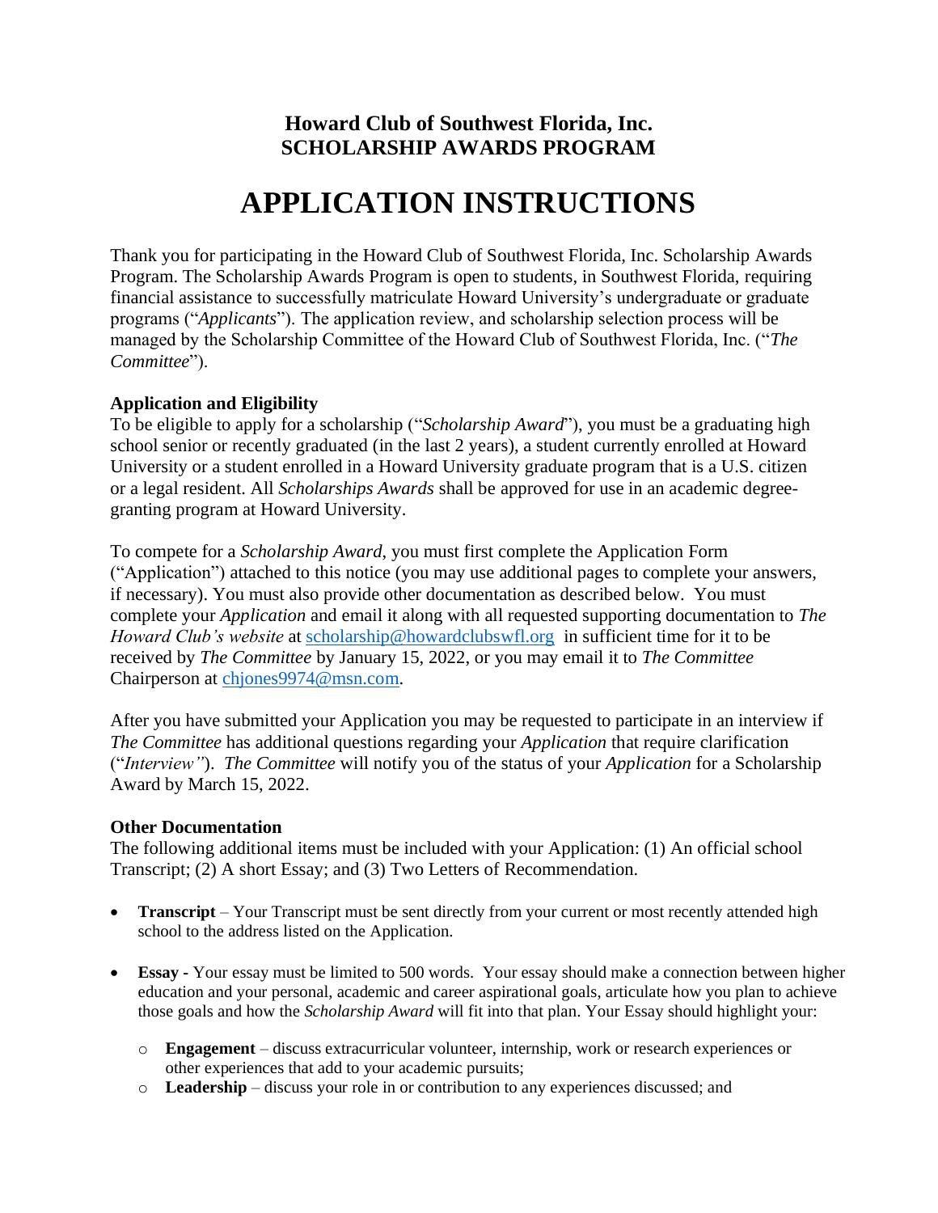# Howard Club of Southwest Florida, Inc.
# SCHOLARSHIP AWARDS PROGRAM

# APPLICATION INSTRUCTIONS

Thank you for participating in the Howard Club of Southwest Florida, Inc. Scholarship Awards Program. The Scholarship Awards Program is open to students, in Southwest Florida, requiring financial assistance to successfully matriculate Howard University's undergraduate or graduate programs ("*Applicants*"). The application review, and scholarship selection process will be managed by the Scholarship Committee of the Howard Club of Southwest Florida, Inc. ("*The Committee*").

**Application and Eligibility**

To be eligible to apply for a scholarship ("*Scholarship Award*"), you must be a graduating high school senior or recently graduated (in the last 2 years), a student currently enrolled at Howard University or a student enrolled in a Howard University graduate program that is a U.S. citizen or a legal resident. All *Scholarships Awards* shall be approved for use in an academic degree-granting program at Howard University.

To compete for a *Scholarship Award*, you must first complete the Application Form ("Application") attached to this notice (you may use additional pages to complete your answers, if necessary). You must also provide other documentation as described below. You must complete your *Application* and email it along with all requested supporting documentation to *The Howard Club's website* at scholarship@howardclubswfl.org in sufficient time for it to be received by *The Committee* by January 15, 2022, or you may email it to *The Committee* Chairperson at chjones9974@msn.com.

After you have submitted your Application you may be requested to participate in an interview if *The Committee* has additional questions regarding your *Application* that require clarification ("*Interview*"). *The Committee* will notify you of the status of your *Application* for a Scholarship Award by March 15, 2022.

**Other Documentation**

The following additional items must be included with your Application: (1) An official school Transcript; (2) A short Essay; and (3) Two Letters of Recommendation.

- **Transcript** – Your Transcript must be sent directly from your current or most recently attended high school to the address listed on the Application.
- **Essay -** Your essay must be limited to 500 words. Your essay should make a connection between higher education and your personal, academic and career aspirational goals, articulate how you plan to achieve those goals and how the *Scholarship Award* will fit into that plan. Your Essay should highlight your:
  - **Engagement** – discuss extracurricular volunteer, internship, work or research experiences or other experiences that add to your academic pursuits;
  - **Leadership** – discuss your role in or contribution to any experiences discussed; and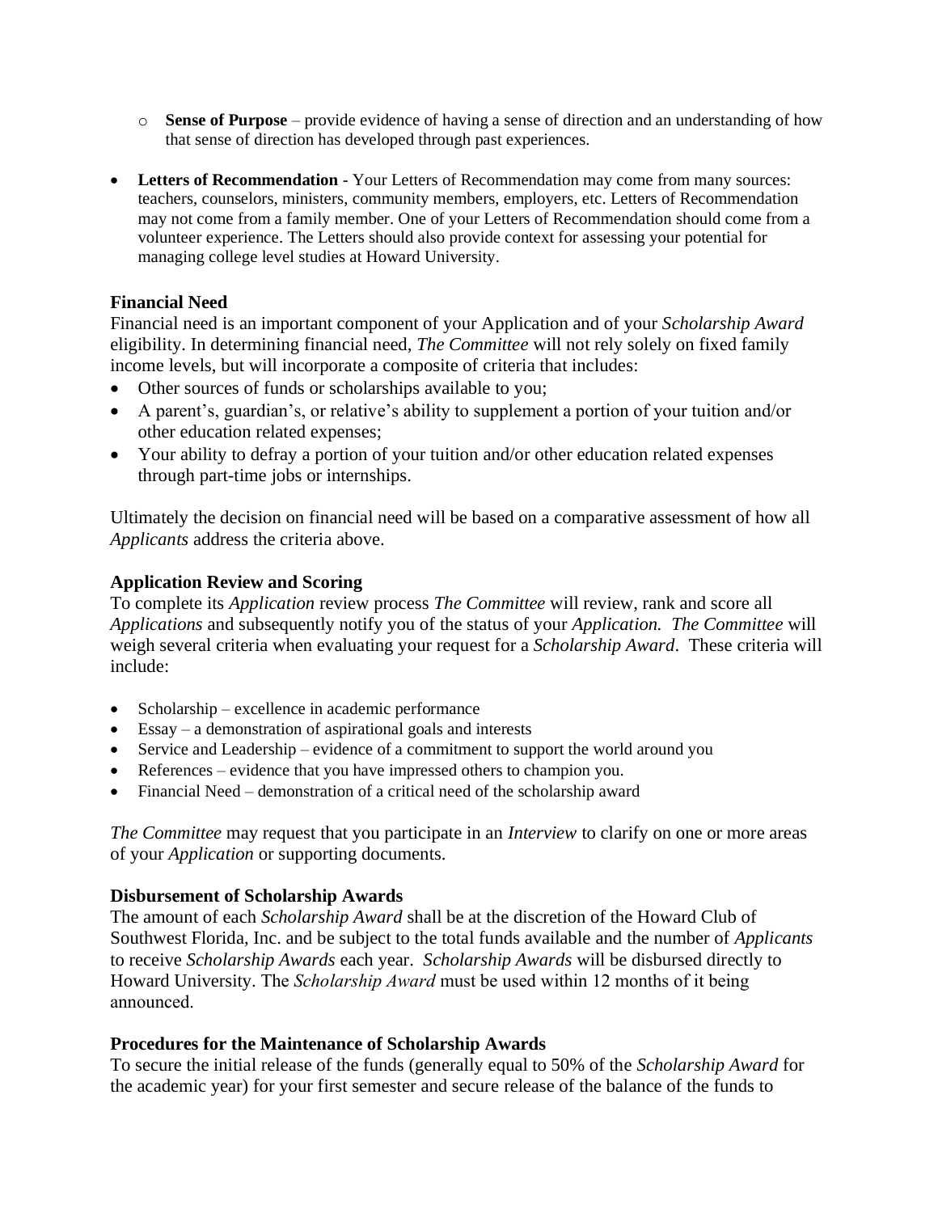- **Sense of Purpose** – provide evidence of having a sense of direction and an understanding of how that sense of direction has developed through past experiences.

- **Letters of Recommendation** - Your Letters of Recommendation may come from many sources: teachers, counselors, ministers, community members, employers, etc. Letters of Recommendation may not come from a family member. One of your Letters of Recommendation should come from a volunteer experience. The Letters should also provide context for assessing your potential for managing college level studies at Howard University.

### Financial Need

Financial need is an important component of your Application and of your *Scholarship Award* eligibility. In determining financial need, *The Committee* will not rely solely on fixed family income levels, but will incorporate a composite of criteria that includes:

- Other sources of funds or scholarships available to you;
- A parent's, guardian's, or relative's ability to supplement a portion of your tuition and/or other education related expenses;
- Your ability to defray a portion of your tuition and/or other education related expenses through part-time jobs or internships.

Ultimately the decision on financial need will be based on a comparative assessment of how all *Applicants* address the criteria above.

### Application Review and Scoring

To complete its *Application* review process *The Committee* will review, rank and score all *Applications* and subsequently notify you of the status of your *Application. The Committee* will weigh several criteria when evaluating your request for a *Scholarship Award*. These criteria will include:

- Scholarship – excellence in academic performance
- Essay – a demonstration of aspirational goals and interests
- Service and Leadership – evidence of a commitment to support the world around you
- References – evidence that you have impressed others to champion you.
- Financial Need – demonstration of a critical need of the scholarship award

*The Committee* may request that you participate in an *Interview* to clarify on one or more areas of your *Application* or supporting documents.

### Disbursement of Scholarship Awards

The amount of each *Scholarship Award* shall be at the discretion of the Howard Club of Southwest Florida, Inc. and be subject to the total funds available and the number of *Applicants* to receive *Scholarship Awards* each year. *Scholarship Awards* will be disbursed directly to Howard University. The *Scholarship Award* must be used within 12 months of it being announced.

### Procedures for the Maintenance of Scholarship Awards

To secure the initial release of the funds (generally equal to 50% of the *Scholarship Award* for the academic year) for your first semester and secure release of the balance of the funds to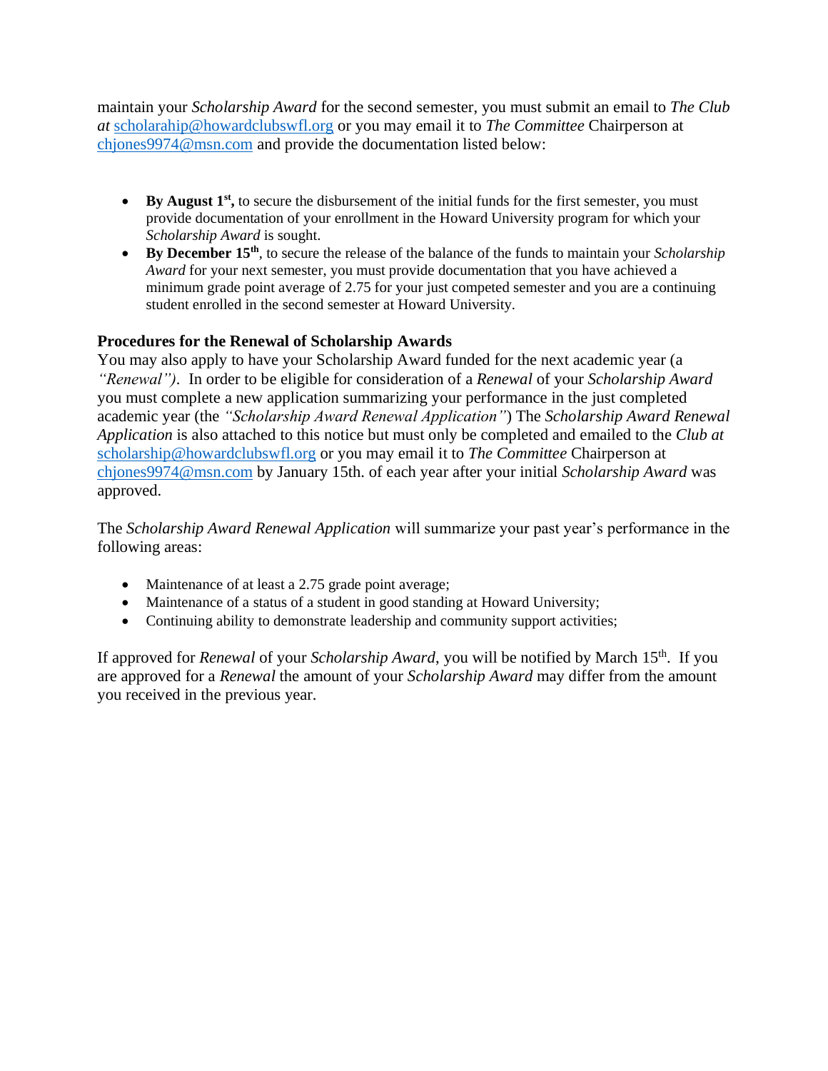maintain your *Scholarship Award* for the second semester, you must submit an email to *The Club at* scholarahip@howardclubswfl.org or you may email it to *The Committee* Chairperson at chjones9974@msn.com and provide the documentation listed below:

- **By August 1st,** to secure the disbursement of the initial funds for the first semester, you must provide documentation of your enrollment in the Howard University program for which your *Scholarship Award* is sought.
- **By December 15th**, to secure the release of the balance of the funds to maintain your *Scholarship Award* for your next semester, you must provide documentation that you have achieved a minimum grade point average of 2.75 for your just competed semester and you are a continuing student enrolled in the second semester at Howard University.

**Procedures for the Renewal of Scholarship Awards**

You may also apply to have your Scholarship Award funded for the next academic year (a *"Renewal")*. In order to be eligible for consideration of a *Renewal* of your *Scholarship Award* you must complete a new application summarizing your performance in the just completed academic year (the *"Scholarship Award Renewal Application"*) The *Scholarship Award Renewal Application* is also attached to this notice but must only be completed and emailed to the *Club at* scholarship@howardclubswfl.org or you may email it to *The Committee* Chairperson at chjones9974@msn.com by January 15th. of each year after your initial *Scholarship Award* was approved.

The *Scholarship Award Renewal Application* will summarize your past year's performance in the following areas:

- Maintenance of at least a 2.75 grade point average;
- Maintenance of a status of a student in good standing at Howard University;
- Continuing ability to demonstrate leadership and community support activities;

If approved for *Renewal* of your *Scholarship Award*, you will be notified by March 15th. If you are approved for a *Renewal* the amount of your *Scholarship Award* may differ from the amount you received in the previous year.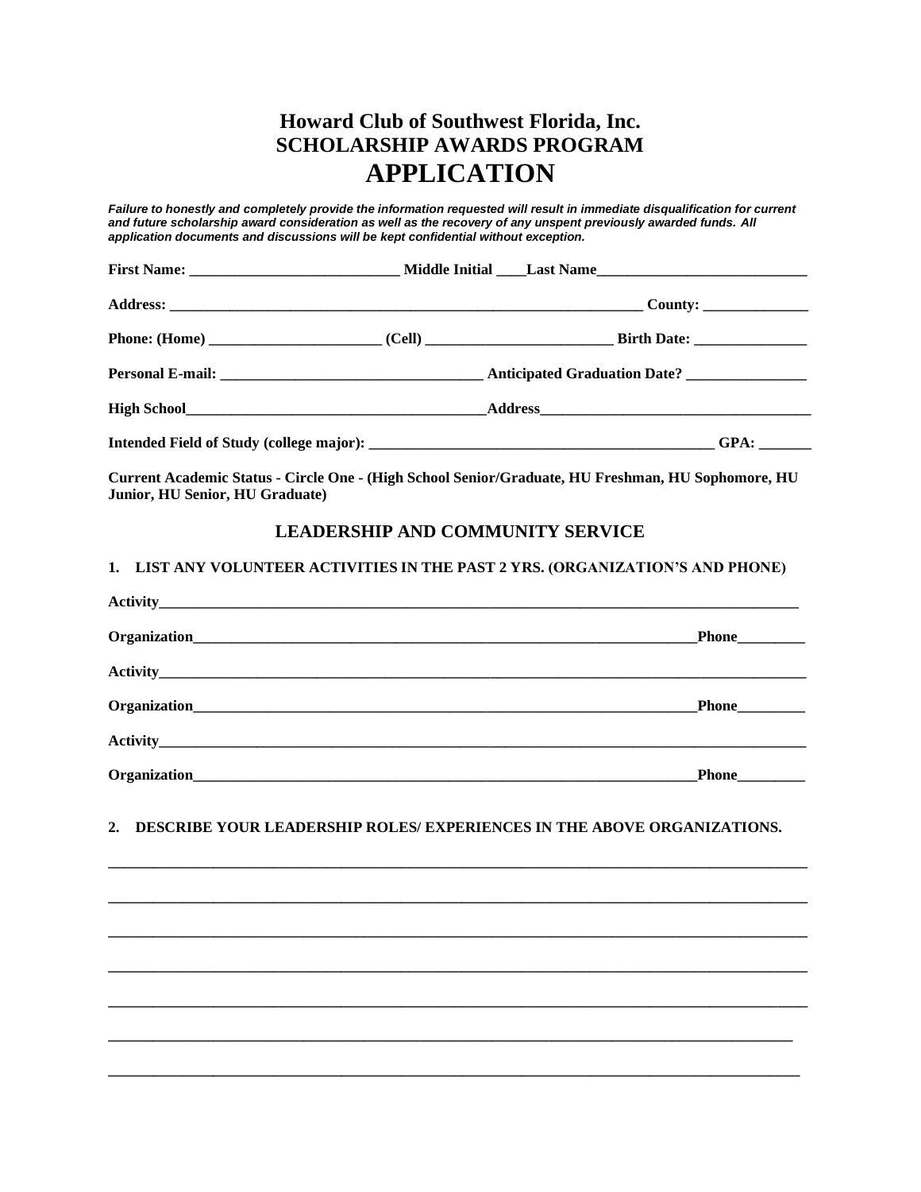# Howard Club of Southwest Florida, Inc.
## SCHOLARSHIP AWARDS PROGRAM
# APPLICATION

***Failure to honestly and completely provide the information requested will result in immediate disqualification for current and future scholarship award consideration as well as the recovery of any unspent previously awarded funds. All application documents and discussions will be kept confidential without exception.***

**First Name:** ___________________________ **Middle Initial** ____**Last Name**____________________________

**Address:** ________________________________________________________________ **County:** ______________

**Phone: (Home)** ______________________ **(Cell)** ________________________ **Birth Date:** _______________

**Personal E-mail:** __________________________________ **Anticipated Graduation Date?** ________________

**High School**________________________________________**Address**___________________________________

**Intended Field of Study (college major):** ______________________________________________ **GPA:** _______

**Current Academic Status - Circle One - (High School Senior/Graduate, HU Freshman, HU Sophomore, HU Junior, HU Senior, HU Graduate)**

## LEADERSHIP AND COMMUNITY SERVICE

**1. LIST ANY VOLUNTEER ACTIVITIES IN THE PAST 2 YRS. (ORGANIZATION'S AND PHONE)**

**Activity**_________________________________________________________________________________

**Organization**_____________________________________________________________________**Phone**_________

**Activity**_________________________________________________________________________________

**Organization**_____________________________________________________________________**Phone**_________

**Activity**_________________________________________________________________________________

**Organization**_____________________________________________________________________**Phone**_________

**2. DESCRIBE YOUR LEADERSHIP ROLES/ EXPERIENCES IN THE ABOVE ORGANIZATIONS.**

_____________________________________________________________________________________________

_____________________________________________________________________________________________

_____________________________________________________________________________________________

_____________________________________________________________________________________________

_____________________________________________________________________________________________

_____________________________________________________________________________________________

_____________________________________________________________________________________________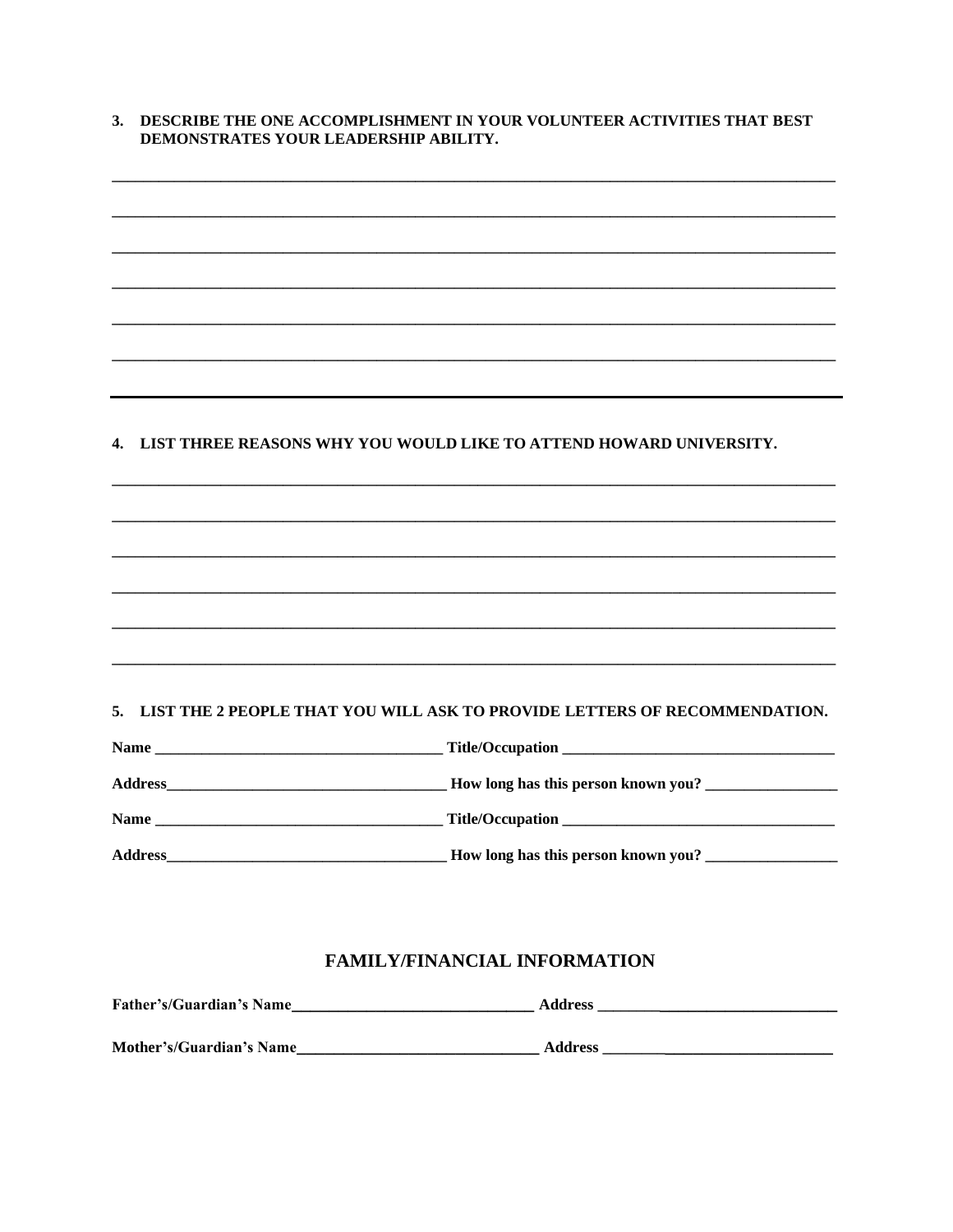**3. DESCRIBE THE ONE ACCOMPLISHMENT IN YOUR VOLUNTEER ACTIVITIES THAT BEST DEMONSTRATES YOUR LEADERSHIP ABILITY.**

_______________________________________________________________________________

_______________________________________________________________________________

_______________________________________________________________________________

_______________________________________________________________________________

_______________________________________________________________________________

_______________________________________________________________________________

_______________________________________________________________________________

**4. LIST THREE REASONS WHY YOU WOULD LIKE TO ATTEND HOWARD UNIVERSITY.**

_______________________________________________________________________________

_______________________________________________________________________________

_______________________________________________________________________________

_______________________________________________________________________________

_______________________________________________________________________________

_______________________________________________________________________________

**5. LIST THE 2 PEOPLE THAT YOU WILL ASK TO PROVIDE LETTERS OF RECOMMENDATION.**

**Name** ____________________________________ **Title/Occupation** ____________________________________

**Address**____________________________________ **How long has this person known you?** _________________

**Name** ____________________________________ **Title/Occupation** ____________________________________

**Address**____________________________________ **How long has this person known you?** _________________

## FAMILY/FINANCIAL INFORMATION

**Father's/Guardian's Name**_______________________________ **Address** _______________________________

**Mother's/Guardian's Name**_______________________________ **Address** _______________________________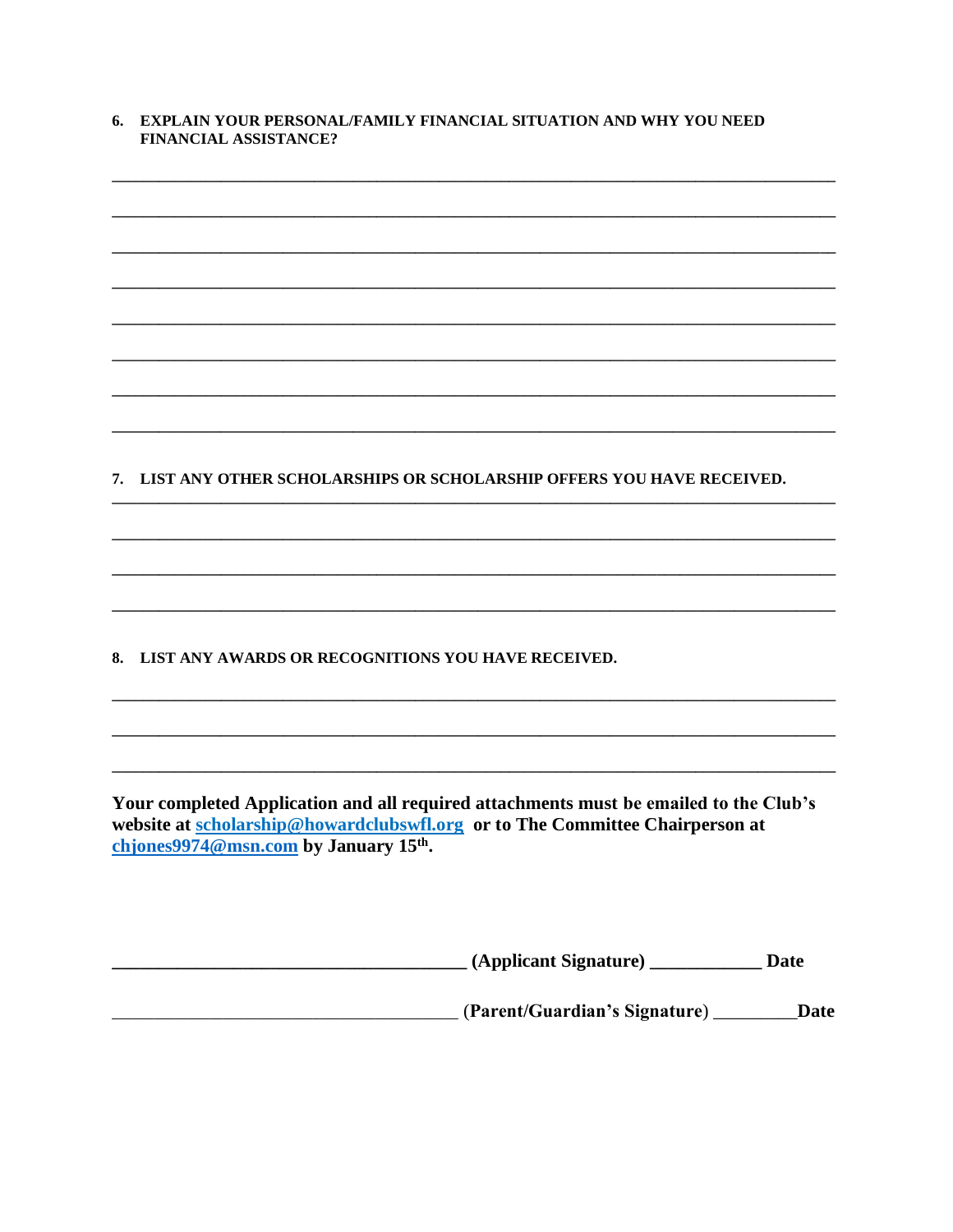6. **EXPLAIN YOUR PERSONAL/FAMILY FINANCIAL SITUATION AND WHY YOU NEED FINANCIAL ASSISTANCE?**

____________________________________________________________________________

____________________________________________________________________________

____________________________________________________________________________

____________________________________________________________________________

____________________________________________________________________________

____________________________________________________________________________

____________________________________________________________________________

____________________________________________________________________________

7. **LIST ANY OTHER SCHOLARSHIPS OR SCHOLARSHIP OFFERS YOU HAVE RECEIVED.**

____________________________________________________________________________

____________________________________________________________________________

____________________________________________________________________________

____________________________________________________________________________

8. **LIST ANY AWARDS OR RECOGNITIONS YOU HAVE RECEIVED.**

____________________________________________________________________________

____________________________________________________________________________

____________________________________________________________________________

**Your completed Application and all required attachments must be emailed to the Club's website at [scholarship@howardclubswfl.org](mailto:scholarship@howardclubswfl.org) or to The Committee Chairperson at [chjones9974@msn.com](mailto:chjones9974@msn.com) by January 15th.**

______________________________________ **(Applicant Signature)** ____________ **Date**

______________________________________ **(Parent/Guardian's Signature)** _________**Date**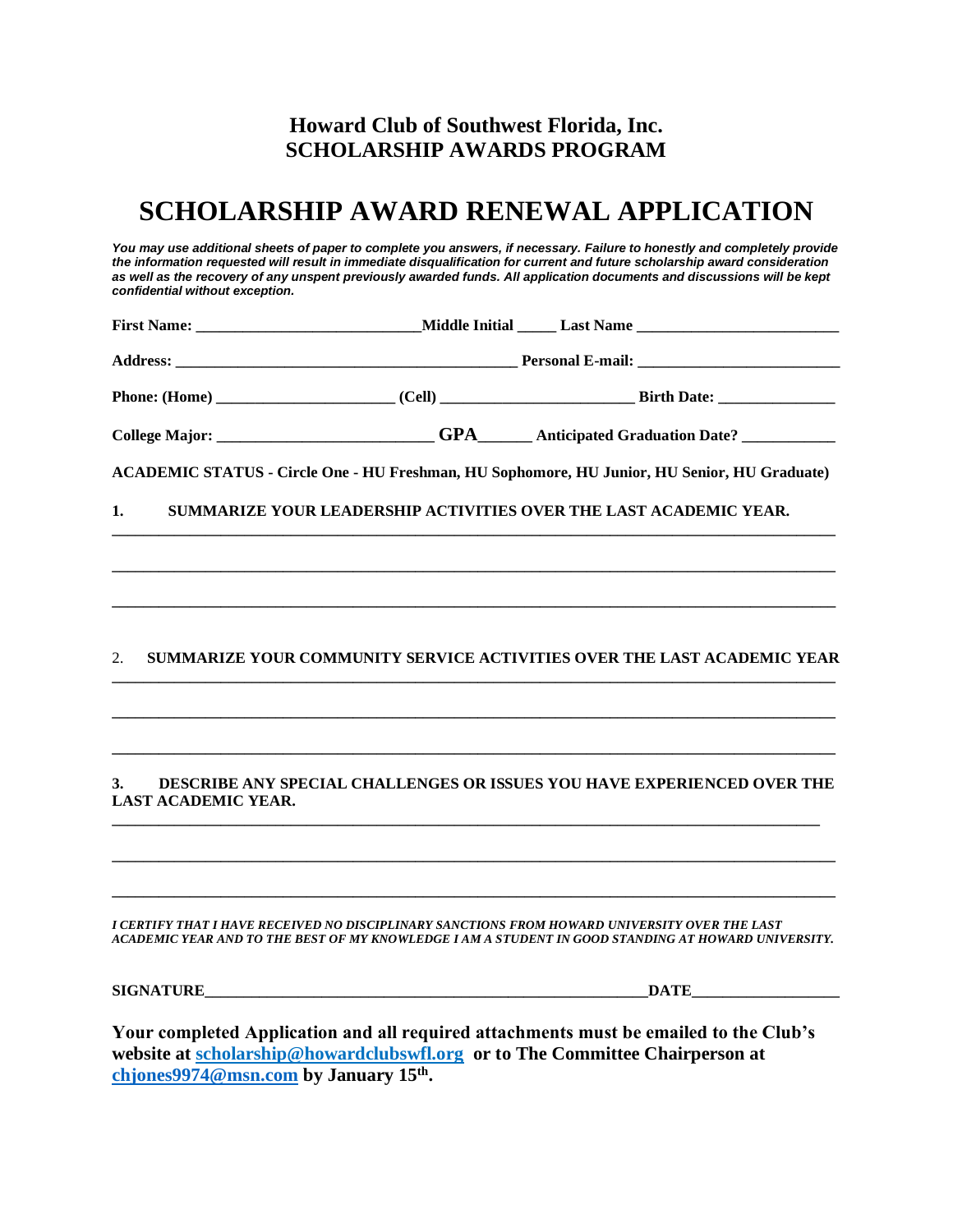**Howard Club of Southwest Florida, Inc.**
**SCHOLARSHIP AWARDS PROGRAM**

# SCHOLARSHIP AWARD RENEWAL APPLICATION

***You may use additional sheets of paper to complete you answers, if necessary. Failure to honestly and completely provide the information requested will result in immediate disqualification for current and future scholarship award consideration as well as the recovery of any unspent previously awarded funds. All application documents and discussions will be kept confidential without exception.***

**First Name:** ___________________________ **Middle Initial** _____ **Last Name** ________________________

**Address:** ___________________________________________ **Personal E-mail:** _________________________

**Phone: (Home)** ______________________ **(Cell)** _______________________ **Birth Date:** _______________

**College Major:** __________________________ **GPA**______ **Anticipated Graduation Date?** ___________

**ACADEMIC STATUS - Circle One - HU Freshman, HU Sophomore, HU Junior, HU Senior, HU Graduate)**

**1. SUMMARIZE YOUR LEADERSHIP ACTIVITIES OVER THE LAST ACADEMIC YEAR.**

_____________________________________________________________________________________

_____________________________________________________________________________________

_____________________________________________________________________________________

2. **SUMMARIZE YOUR COMMUNITY SERVICE ACTIVITIES OVER THE LAST ACADEMIC YEAR**

_____________________________________________________________________________________

_____________________________________________________________________________________

_____________________________________________________________________________________

**3. DESCRIBE ANY SPECIAL CHALLENGES OR ISSUES YOU HAVE EXPERIENCED OVER THE LAST ACADEMIC YEAR.**

_____________________________________________________________________________________

_____________________________________________________________________________________

_____________________________________________________________________________________

***I CERTIFY THAT I HAVE RECEIVED NO DISCIPLINARY SANCTIONS FROM HOWARD UNIVERSITY OVER THE LAST ACADEMIC YEAR AND TO THE BEST OF MY KNOWLEDGE I AM A STUDENT IN GOOD STANDING AT HOWARD UNIVERSITY.***

**SIGNATURE**_____________________________________________________**DATE**__________________

**Your completed Application and all required attachments must be emailed to the Club's website at [scholarship@howardclubswfl.org](mailto:scholarship@howardclubswfl.org) or to The Committee Chairperson at [chjones9974@msn.com](mailto:chjones9974@msn.com) by January 15th.**